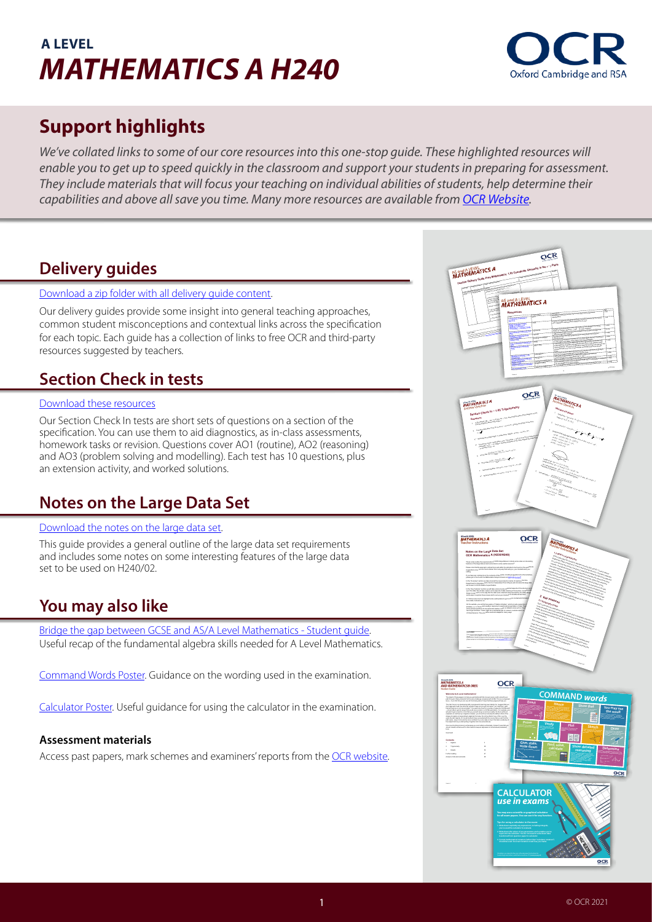# A LEVEL
# *MATHEMATICS A H240*

## Support highlights

*We've collated links to some of our core resources into this one-stop guide. These highlighted resources will enable you to get up to speed quickly in the classroom and support your students in preparing for assessment. They include materials that will focus your teaching on individual abilities of students, help determine their capabilities and above all save you time. Many more resources are available from OCR Website.*

## Delivery guides

Download a zip folder with all delivery guide content.

Our delivery guides provide some insight into general teaching approaches, common student misconceptions and contextual links across the specification for each topic. Each guide has a collection of links to free OCR and third-party resources suggested by teachers.

## Section Check in tests

Download these resources

Our Section Check In tests are short sets of questions on a section of the specification. You can use them to aid diagnostics, as in-class assessments, homework tasks or revision. Questions cover AO1 (routine), AO2 (reasoning) and AO3 (problem solving and modelling). Each test has 10 questions, plus an extension activity, and worked solutions.

## Notes on the Large Data Set

Download the notes on the large data set.

This guide provides a general outline of the large data set requirements and includes some notes on some interesting features of the large data set to be used on H240/02.

## You may also like

Bridge the gap between GCSE and AS/A Level Mathematics - Student guide. Useful recap of the fundamental algebra skills needed for A Level Mathematics.

Command Words Poster. Guidance on the wording used in the examination.

Calculator Poster. Useful guidance for using the calculator in the examination.

### Assessment materials

Access past papers, mark schemes and examiners' reports from the OCR website.

© OCR 2021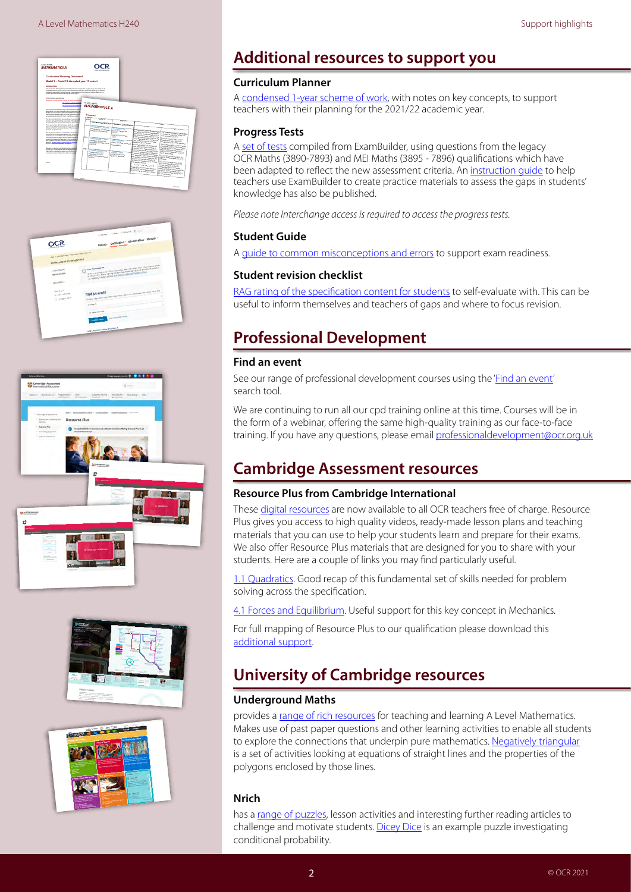## Additional resources to support you

### Curriculum Planner

A condensed 1-year scheme of work, with notes on key concepts, to support teachers with their planning for the 2021/22 academic year.

### Progress Tests

A set of tests compiled from ExamBuilder, using questions from the legacy OCR Maths (3890-7893) and MEI Maths (3895 - 7896) qualifications which have been adapted to reflect the new assessment criteria. An instruction guide to help teachers use ExamBuilder to create practice materials to assess the gaps in students' knowledge has also be published.

*Please note Interchange access is required to access the progress tests.*

### Student Guide

A guide to common misconceptions and errors to support exam readiness.

### Student revision checklist

RAG rating of the specification content for students to self-evaluate with. This can be useful to inform themselves and teachers of gaps and where to focus revision.

## Professional Development

### Find an event

See our range of professional development courses using the 'Find an event' search tool.

We are continuing to run all our cpd training online at this time. Courses will be in the form of a webinar, offering the same high-quality training as our face-to-face training. If you have any questions, please email professionaldevelopment@ocr.org.uk

## Cambridge Assessment resources

### Resource Plus from Cambridge International

These digital resources are now available to all OCR teachers free of charge. Resource Plus gives you access to high quality videos, ready-made lesson plans and teaching materials that you can use to help your students learn and prepare for their exams. We also offer Resource Plus materials that are designed for you to share with your students. Here are a couple of links you may find particularly useful.

1.1 Quadratics. Good recap of this fundamental set of skills needed for problem solving across the specification.

4.1 Forces and Equilibrium. Useful support for this key concept in Mechanics.

For full mapping of Resource Plus to our qualification please download this additional support.

## University of Cambridge resources

### Underground Maths

provides a range of rich resources for teaching and learning A Level Mathematics. Makes use of past paper questions and other learning activities to enable all students to explore the connections that underpin pure mathematics. Negatively triangular is a set of activities looking at equations of straight lines and the properties of the polygons enclosed by those lines.

### Nrich

has a range of puzzles, lesson activities and interesting further reading articles to challenge and motivate students. Dicey Dice is an example puzzle investigating conditional probability.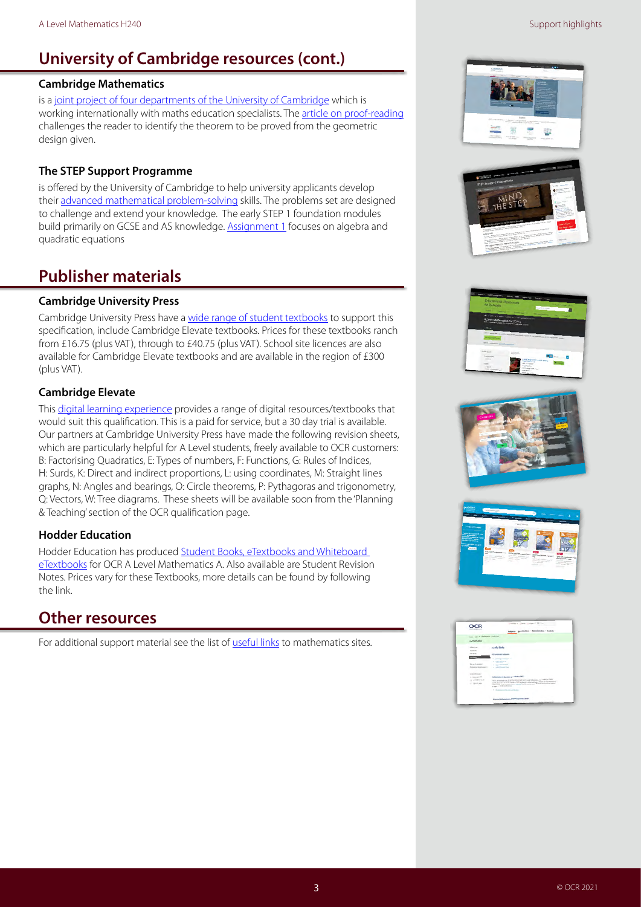## University of Cambridge resources (cont.)

### Cambridge Mathematics

is a joint project of four departments of the University of Cambridge which is working internationally with maths education specialists. The article on proof-reading challenges the reader to identify the theorem to be proved from the geometric design given.

### The STEP Support Programme

is offered by the University of Cambridge to help university applicants develop their advanced mathematical problem-solving skills. The problems set are designed to challenge and extend your knowledge. The early STEP 1 foundation modules build primarily on GCSE and AS knowledge. Assignment 1 focuses on algebra and quadratic equations

## Publisher materials

### Cambridge University Press

Cambridge University Press have a wide range of student textbooks to support this specification, include Cambridge Elevate textbooks. Prices for these textbooks ranch from £16.75 (plus VAT), through to £40.75 (plus VAT). School site licences are also available for Cambridge Elevate textbooks and are available in the region of £300 (plus VAT).

### Cambridge Elevate

This digital learning experience provides a range of digital resources/textbooks that would suit this qualification. This is a paid for service, but a 30 day trial is available. Our partners at Cambridge University Press have made the following revision sheets, which are particularly helpful for A Level students, freely available to OCR customers: B: Factorising Quadratics, E: Types of numbers, F: Functions, G: Rules of Indices, H: Surds, K: Direct and indirect proportions, L: using coordinates, M: Straight lines graphs, N: Angles and bearings, O: Circle theorems, P: Pythagoras and trigonometry, Q: Vectors, W: Tree diagrams. These sheets will be available soon from the 'Planning & Teaching' section of the OCR qualification page.

### Hodder Education

Hodder Education has produced Student Books, eTextbooks and Whiteboard eTextbooks for OCR A Level Mathematics A. Also available are Student Revision Notes. Prices vary for these Textbooks, more details can be found by following the link.

## Other resources

For additional support material see the list of useful links to mathematics sites.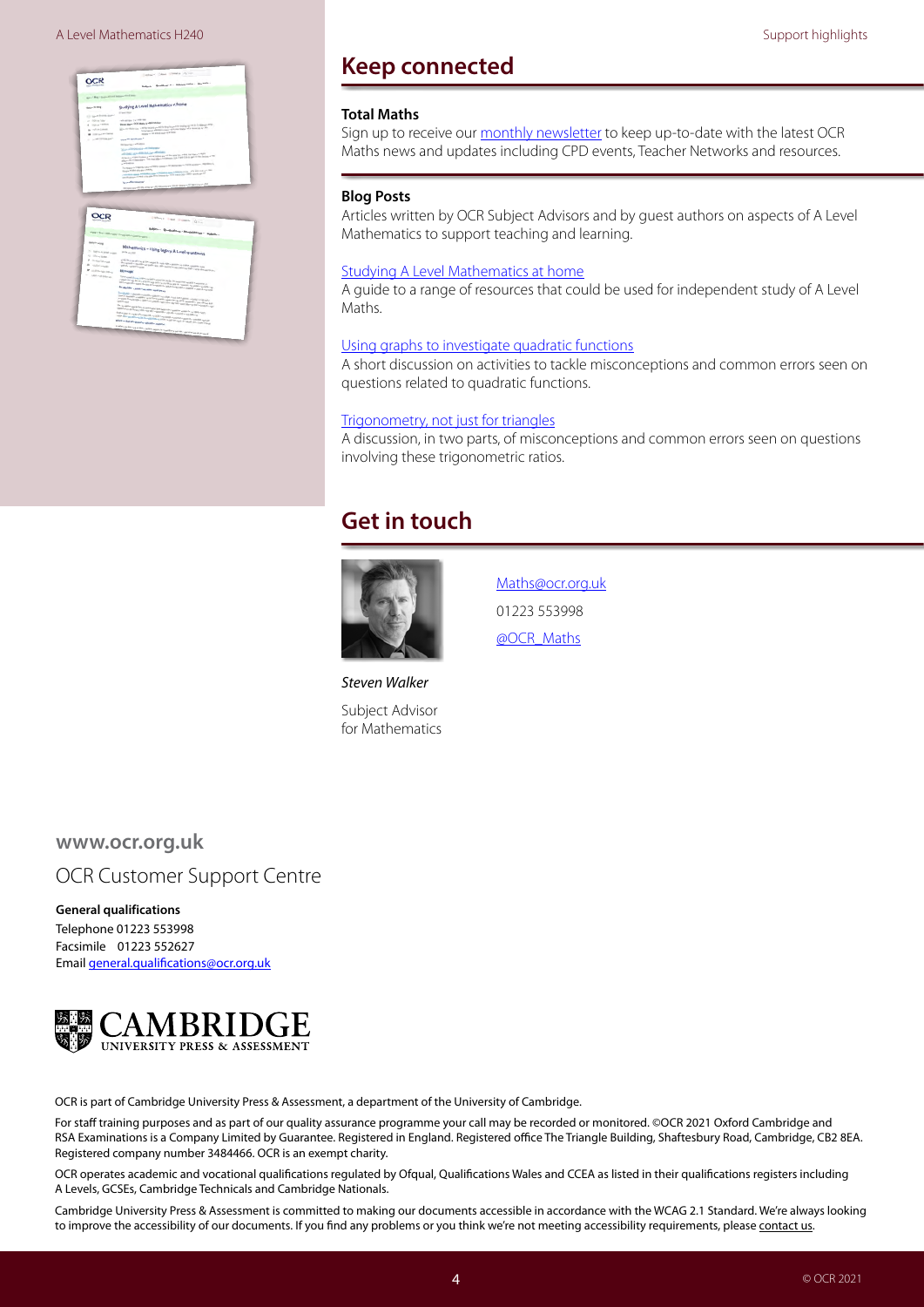## Keep connected

**Total Maths**

Sign up to receive our monthly newsletter to keep up-to-date with the latest OCR Maths news and updates including CPD events, Teacher Networks and resources.

**Blog Posts**

Articles written by OCR Subject Advisors and by guest authors on aspects of A Level Mathematics to support teaching and learning.

Studying A Level Mathematics at home

A guide to a range of resources that could be used for independent study of A Level Maths.

Using graphs to investigate quadratic functions

A short discussion on activities to tackle misconceptions and common errors seen on questions related to quadratic functions.

Trigonometry, not just for triangles

A discussion, in two parts, of misconceptions and common errors seen on questions involving these trigonometric ratios.

## Get in touch

*Steven Walker*

Subject Advisor for Mathematics

Maths@ocr.org.uk

01223 553998

@OCR_Maths

**www.ocr.org.uk**

OCR Customer Support Centre

**General qualifications**

Telephone 01223 553998

Facsimile 01223 552627

Email general.qualifications@ocr.org.uk

CAMBRIDGE UNIVERSITY PRESS & ASSESSMENT

OCR is part of Cambridge University Press & Assessment, a department of the University of Cambridge.

For staff training purposes and as part of our quality assurance programme your call may be recorded or monitored. ©OCR 2021 Oxford Cambridge and RSA Examinations is a Company Limited by Guarantee. Registered in England. Registered office The Triangle Building, Shaftesbury Road, Cambridge, CB2 8EA. Registered company number 3484466. OCR is an exempt charity.

OCR operates academic and vocational qualifications regulated by Ofqual, Qualifications Wales and CCEA as listed in their qualifications registers including A Levels, GCSEs, Cambridge Technicals and Cambridge Nationals.

Cambridge University Press & Assessment is committed to making our documents accessible in accordance with the WCAG 2.1 Standard. We're always looking to improve the accessibility of our documents. If you find any problems or you think we're not meeting accessibility requirements, please contact us.